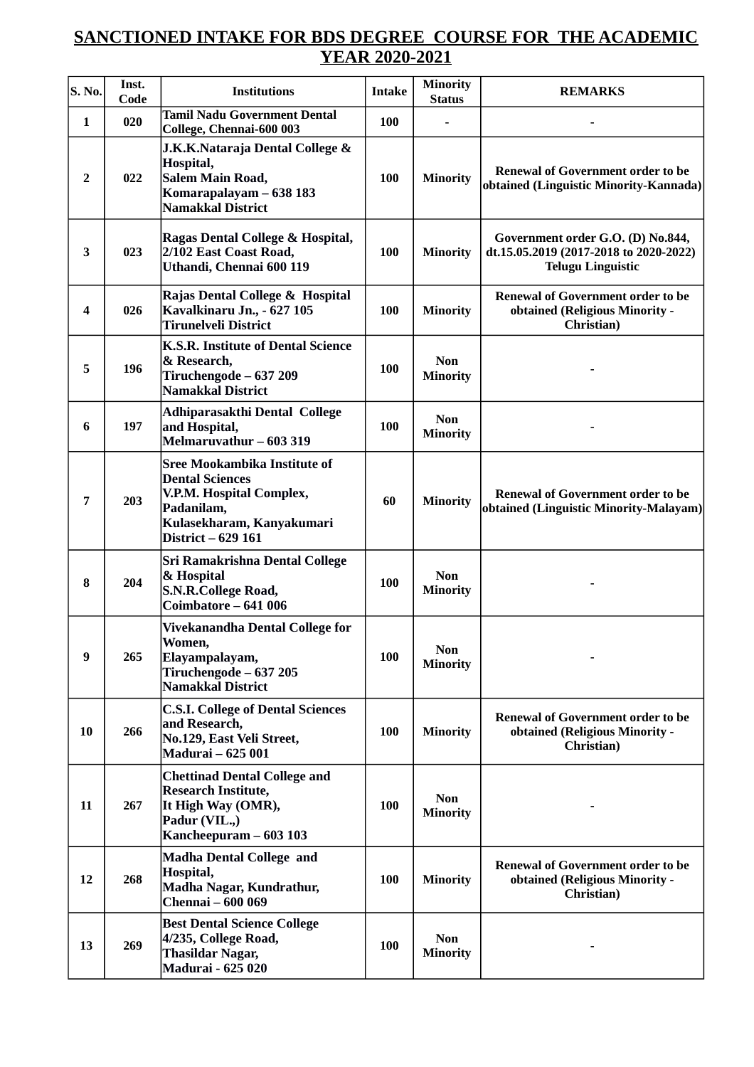## SANCTIONED INTAKE FOR BDS DEGREE COURSE FOR THE ACADEMIC YEAR 2020-2021

| S. No. | Inst. Code | Institutions | Intake | Minority Status | REMARKS |
|---|---|---|---|---|---|
| 1 | 020 | Tamil Nadu Government Dental College, Chennai-600 003 | 100 | - | - |
| 2 | 022 | J.K.K.Nataraja Dental College & Hospital, Salem Main Road, Komarapalayam – 638 183 Namakkal District | 100 | Minority | Renewal of Government order to be obtained (Linguistic Minority-Kannada) |
| 3 | 023 | Ragas Dental College & Hospital, 2/102 East Coast Road, Uthandi, Chennai 600 119 | 100 | Minority | Government order G.O. (D) No.844, dt.15.05.2019 (2017-2018 to 2020-2022) Telugu Linguistic |
| 4 | 026 | Rajas Dental College & Hospital Kavalkinaru Jn., - 627 105 Tirunelveli District | 100 | Minority | Renewal of Government order to be obtained (Religious Minority - Christian) |
| 5 | 196 | K.S.R. Institute of Dental Science & Research, Tiruchengode – 637 209 Namakkal District | 100 | Non Minority | - |
| 6 | 197 | Adhiparasakthi Dental College and Hospital, Melmaruvathur – 603 319 | 100 | Non Minority | - |
| 7 | 203 | Sree Mookambika Institute of Dental Sciences V.P.M. Hospital Complex, Padanilam, Kulasekharam, Kanyakumari District – 629 161 | 60 | Minority | Renewal of Government order to be obtained (Linguistic Minority-Malayam) |
| 8 | 204 | Sri Ramakrishna Dental College & Hospital S.N.R.College Road, Coimbatore – 641 006 | 100 | Non Minority | - |
| 9 | 265 | Vivekanandha Dental College for Women, Elayampalayam, Tiruchengode – 637 205 Namakkal District | 100 | Non Minority | - |
| 10 | 266 | C.S.I. College of Dental Sciences and Research, No.129, East Veli Street, Madurai – 625 001 | 100 | Minority | Renewal of Government order to be obtained (Religious Minority - Christian) |
| 11 | 267 | Chettinad Dental College and Research Institute, It High Way (OMR), Padur (VIL.,) Kancheepuram – 603 103 | 100 | Non Minority | - |
| 12 | 268 | Madha Dental College and Hospital, Madha Nagar, Kundrathur, Chennai – 600 069 | 100 | Minority | Renewal of Government order to be obtained (Religious Minority - Christian) |
| 13 | 269 | Best Dental Science College 4/235, College Road, Thasildar Nagar, Madurai - 625 020 | 100 | Non Minority | - |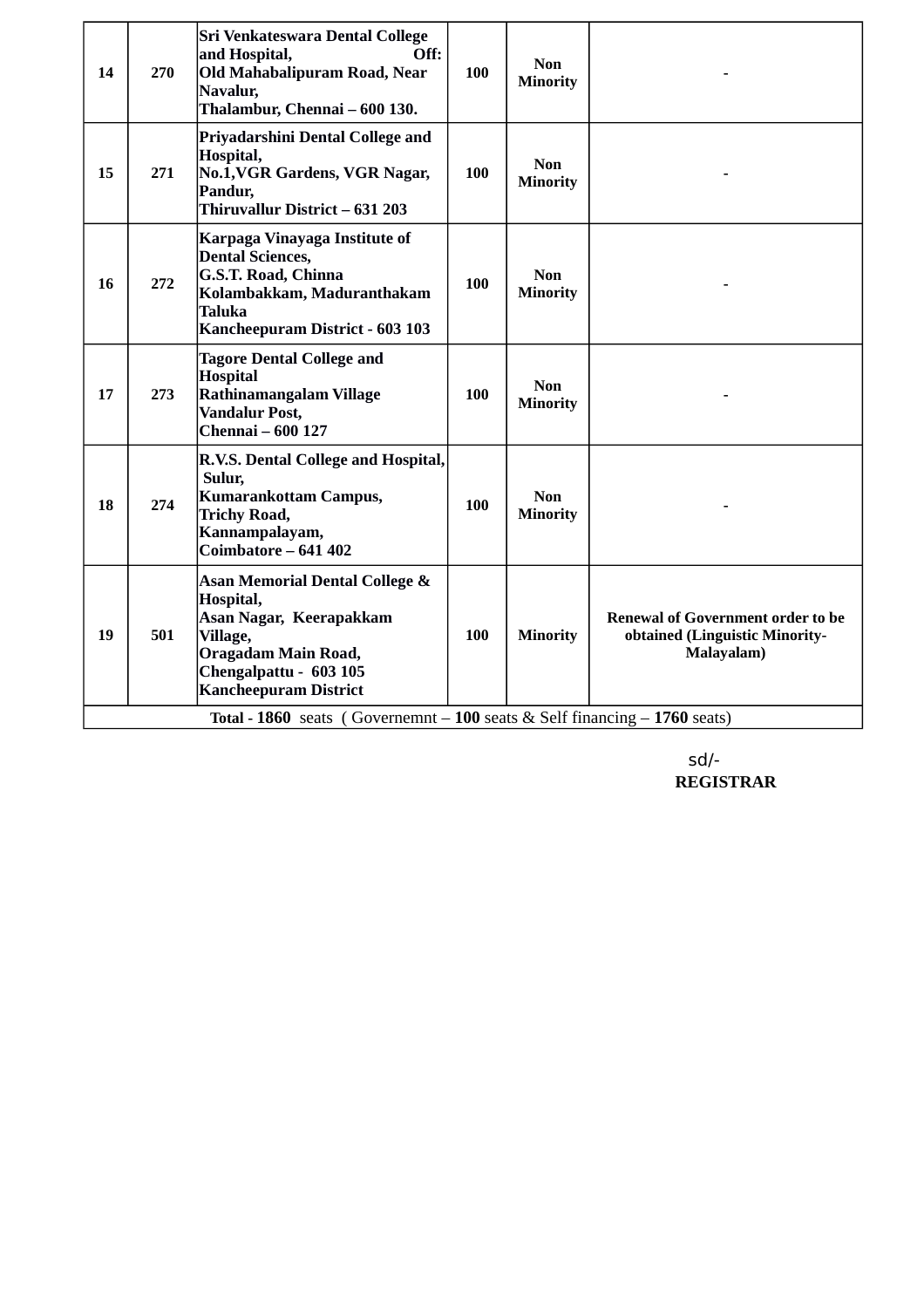| | | | | | |
|---|---|---|---|---|---|
| **14** | **270** | **Sri Venkateswara Dental College and Hospital, Off: Old Mahabalipuram Road, Near Navalur, Thalambur, Chennai – 600 130.** | **100** | **Non Minority** | **-** |
| **15** | **271** | **Priyadarshini Dental College and Hospital, No.1,VGR Gardens, VGR Nagar, Pandur, Thiruvallur District – 631 203** | **100** | **Non Minority** | **-** |
| **16** | **272** | **Karpaga Vinayaga Institute of Dental Sciences, G.S.T. Road, Chinna Kolambakkam, Maduranthakam Taluka Kancheepuram District - 603 103** | **100** | **Non Minority** | **-** |
| **17** | **273** | **Tagore Dental College and Hospital Rathinamangalam Village Vandalur Post, Chennai – 600 127** | **100** | **Non Minority** | **-** |
| **18** | **274** | **R.V.S. Dental College and Hospital, Sulur, Kumarankottam Campus, Trichy Road, Kannampalayam, Coimbatore – 641 402** | **100** | **Non Minority** | **-** |
| **19** | **501** | **Asan Memorial Dental College & Hospital, Asan Nagar, Keerapakkam Village, Oragadam Main Road, Chengalpattu - 603 105 Kancheepuram District** | **100** | **Minority** | **Renewal of Government order to be obtained (Linguistic Minority-Malayalam)** |
| **Total - 1860** seats ( Governemnt – **100** seats & Self financing – **1760** seats) | | | | | |

sd/-
**REGISTRAR**